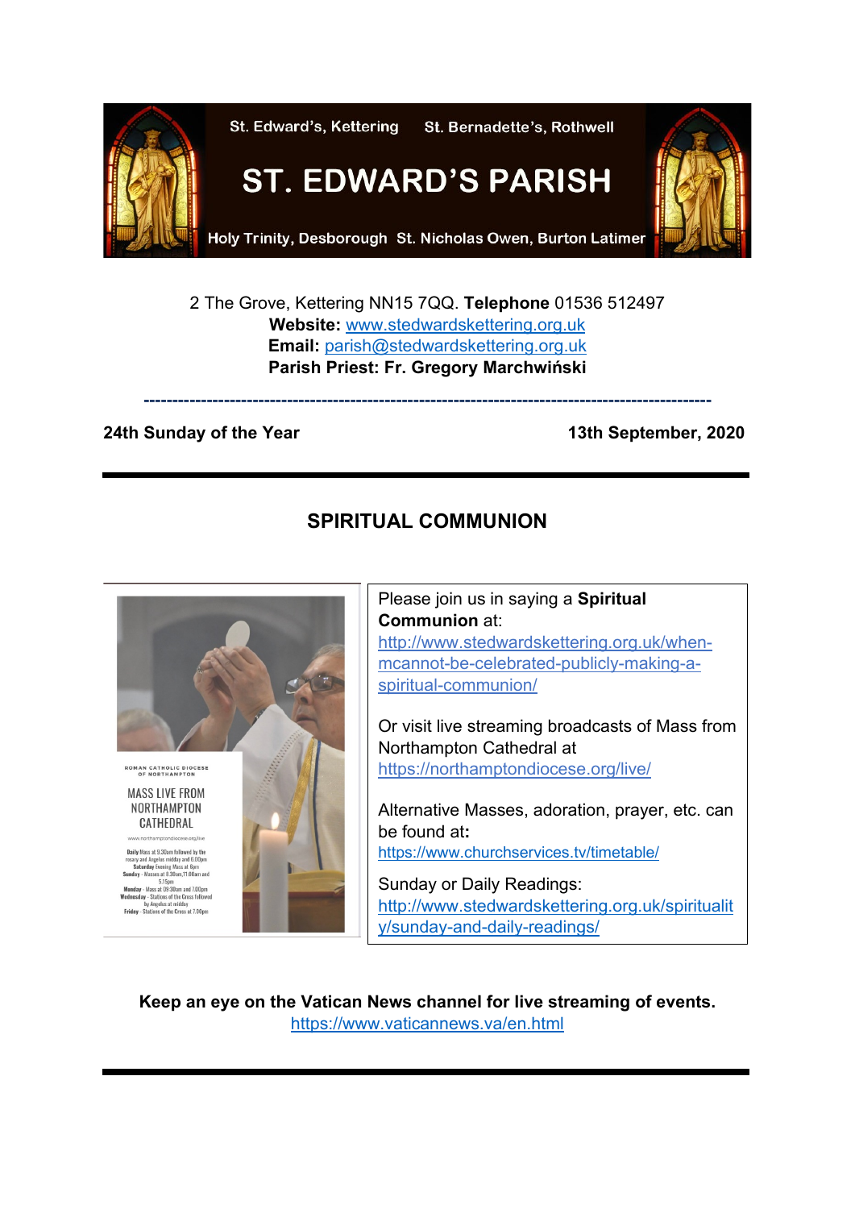St. Edward's, Kettering St. Bernadette's, Rothwell

# ST. EDWARD'S PARISH

Holy Trinity, Desborough St. Nicholas Owen, Burton Latimer

2 The Grove, Kettering NN15 7QQ. **Telephone** 01536 512497
**Website:** www.stedwardskettering.org.uk
**Email:** parish@stedwardskettering.org.uk
**Parish Priest: Fr. Gregory Marchwiński**

---

**24th Sunday of the Year** **13th September, 2020**

---

## SPIRITUAL COMMUNION

ROMAN CATHOLIC DIOCESE OF NORTHAMPTON

MASS LIVE FROM NORTHAMPTON CATHEDRAL

www.northamptondiocese.org/live

Daily Mass at 9.30am followed by the rosary and Angelus midday and 6.00pm
Saturday Evening Mass at 6pm
Sunday - Masses at 8.30am, 11.00am and 5.15pm
Monday - Mass at 09:30am and 7.00pm
Wednesday - Stations of the Cross followed by Angelus at midday
Friday - Stations of the Cross at 7.00pm

Please join us in saying a **Spiritual Communion** at:
http://www.stedwardskettering.org.uk/when-mcannot-be-celebrated-publicly-making-a-spiritual-communion/

Or visit live streaming broadcasts of Mass from Northampton Cathedral at
https://northamptondiocese.org/live/

Alternative Masses, adoration, prayer, etc. can be found at**:**
https://www.churchservices.tv/timetable/

Sunday or Daily Readings:
http://www.stedwardskettering.org.uk/spirituality/sunday-and-daily-readings/

**Keep an eye on the Vatican News channel for live streaming of events.**
https://www.vaticannews.va/en.html

---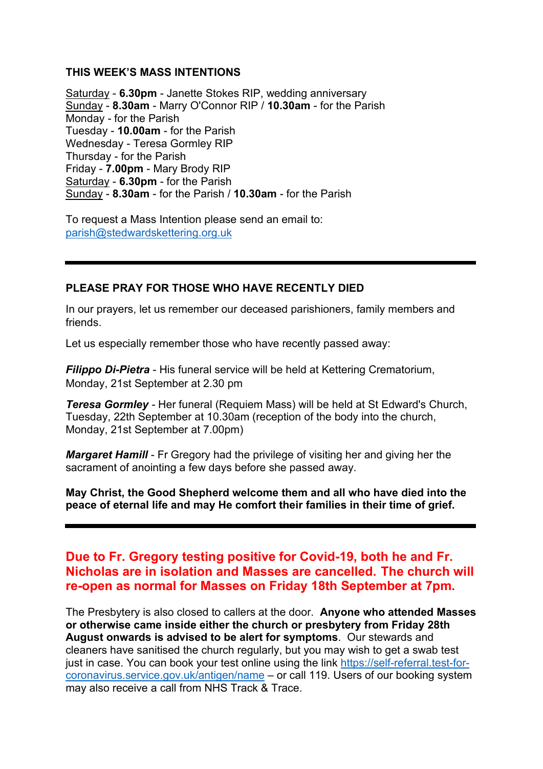### THIS WEEK'S MASS INTENTIONS

Saturday - **6.30pm** - Janette Stokes RIP, wedding anniversary
Sunday - **8.30am** - Marry O'Connor RIP / **10.30am** - for the Parish
Monday - for the Parish
Tuesday - **10.00am** - for the Parish
Wednesday - Teresa Gormley RIP
Thursday - for the Parish
Friday - **7.00pm** - Mary Brody RIP
Saturday - **6.30pm** - for the Parish
Sunday - **8.30am** - for the Parish / **10.30am** - for the Parish

To request a Mass Intention please send an email to:
parish@stedwardskettering.org.uk

---

### PLEASE PRAY FOR THOSE WHO HAVE RECENTLY DIED

In our prayers, let us remember our deceased parishioners, family members and friends.

Let us especially remember those who have recently passed away:

***Filippo Di-Pietra*** - His funeral service will be held at Kettering Crematorium, Monday, 21st September at 2.30 pm

***Teresa Gormley*** - Her funeral (Requiem Mass) will be held at St Edward's Church, Tuesday, 22th September at 10.30am (reception of the body into the church, Monday, 21st September at 7.00pm)

***Margaret Hamill*** - Fr Gregory had the privilege of visiting her and giving her the sacrament of anointing a few days before she passed away.

**May Christ, the Good Shepherd welcome them and all who have died into the peace of eternal life and may He comfort their families in their time of grief.**

---

## Due to Fr. Gregory testing positive for Covid-19, both he and Fr. Nicholas are in isolation and Masses are cancelled. The church will re-open as normal for Masses on Friday 18th September at 7pm.

The Presbytery is also closed to callers at the door. **Anyone who attended Masses or otherwise came inside either the church or presbytery from Friday 28th August onwards is advised to be alert for symptoms**. Our stewards and cleaners have sanitised the church regularly, but you may wish to get a swab test just in case. You can book your test online using the link https://self-referral.test-for-coronavirus.service.gov.uk/antigen/name – or call 119. Users of our booking system may also receive a call from NHS Track & Trace.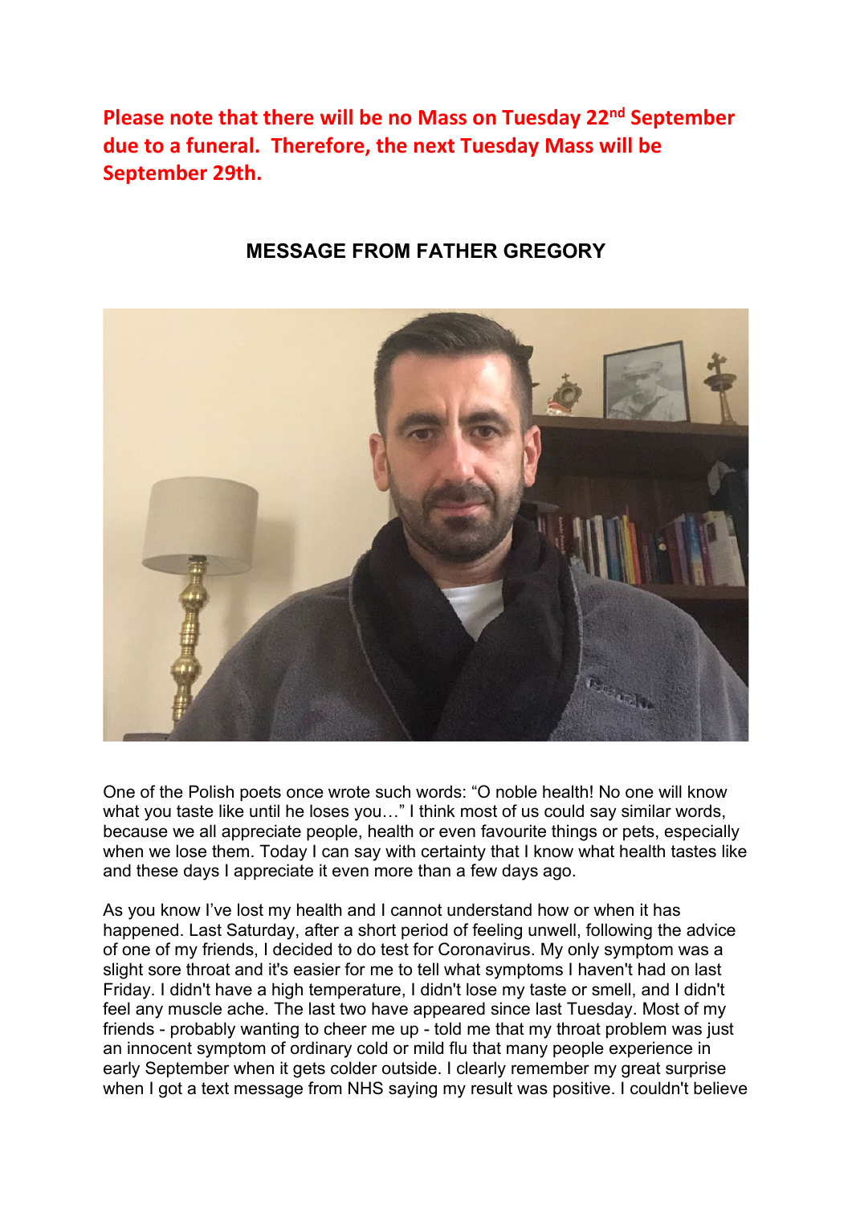**Please note that there will be no Mass on Tuesday 22nd September due to a funeral. Therefore, the next Tuesday Mass will be September 29th.**

## MESSAGE FROM FATHER GREGORY

One of the Polish poets once wrote such words: "O noble health! No one will know what you taste like until he loses you…" I think most of us could say similar words, because we all appreciate people, health or even favourite things or pets, especially when we lose them. Today I can say with certainty that I know what health tastes like and these days I appreciate it even more than a few days ago.

As you know I've lost my health and I cannot understand how or when it has happened. Last Saturday, after a short period of feeling unwell, following the advice of one of my friends, I decided to do test for Coronavirus. My only symptom was a slight sore throat and it's easier for me to tell what symptoms I haven't had on last Friday. I didn't have a high temperature, I didn't lose my taste or smell, and I didn't feel any muscle ache. The last two have appeared since last Tuesday. Most of my friends - probably wanting to cheer me up - told me that my throat problem was just an innocent symptom of ordinary cold or mild flu that many people experience in early September when it gets colder outside. I clearly remember my great surprise when I got a text message from NHS saying my result was positive. I couldn't believe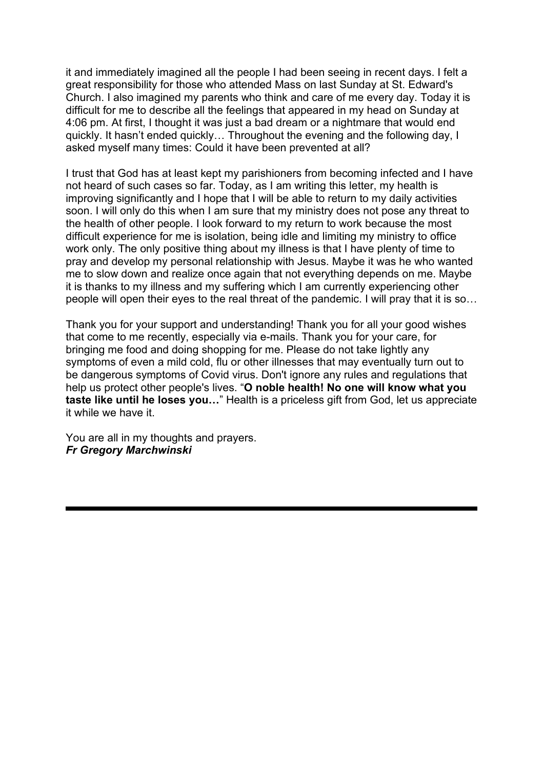it and immediately imagined all the people I had been seeing in recent days. I felt a great responsibility for those who attended Mass on last Sunday at St. Edward's Church. I also imagined my parents who think and care of me every day. Today it is difficult for me to describe all the feelings that appeared in my head on Sunday at 4:06 pm. At first, I thought it was just a bad dream or a nightmare that would end quickly. It hasn't ended quickly… Throughout the evening and the following day, I asked myself many times: Could it have been prevented at all?

I trust that God has at least kept my parishioners from becoming infected and I have not heard of such cases so far. Today, as I am writing this letter, my health is improving significantly and I hope that I will be able to return to my daily activities soon. I will only do this when I am sure that my ministry does not pose any threat to the health of other people. I look forward to my return to work because the most difficult experience for me is isolation, being idle and limiting my ministry to office work only. The only positive thing about my illness is that I have plenty of time to pray and develop my personal relationship with Jesus. Maybe it was he who wanted me to slow down and realize once again that not everything depends on me. Maybe it is thanks to my illness and my suffering which I am currently experiencing other people will open their eyes to the real threat of the pandemic. I will pray that it is so…

Thank you for your support and understanding! Thank you for all your good wishes that come to me recently, especially via e-mails. Thank you for your care, for bringing me food and doing shopping for me. Please do not take lightly any symptoms of even a mild cold, flu or other illnesses that may eventually turn out to be dangerous symptoms of Covid virus. Don't ignore any rules and regulations that help us protect other people's lives. "**O noble health! No one will know what you taste like until he loses you…**" Health is a priceless gift from God, let us appreciate it while we have it.

You are all in my thoughts and prayers.
***Fr Gregory Marchwinski***

---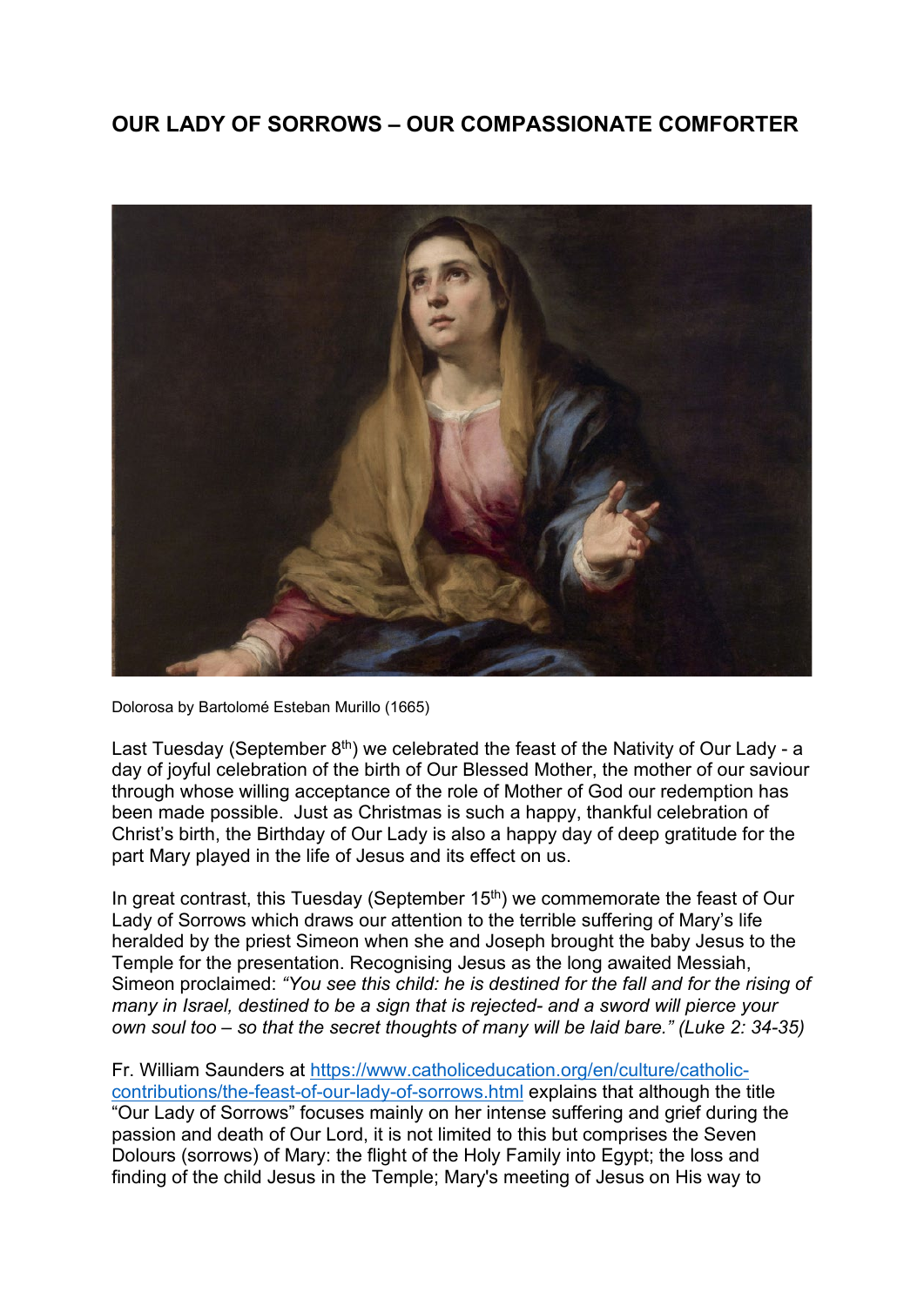## OUR LADY OF SORROWS – OUR COMPASSIONATE COMFORTER

Dolorosa by Bartolomé Esteban Murillo (1665)

Last Tuesday (September 8th) we celebrated the feast of the Nativity of Our Lady - a day of joyful celebration of the birth of Our Blessed Mother, the mother of our saviour through whose willing acceptance of the role of Mother of God our redemption has been made possible. Just as Christmas is such a happy, thankful celebration of Christ's birth, the Birthday of Our Lady is also a happy day of deep gratitude for the part Mary played in the life of Jesus and its effect on us.

In great contrast, this Tuesday (September 15th) we commemorate the feast of Our Lady of Sorrows which draws our attention to the terrible suffering of Mary's life heralded by the priest Simeon when she and Joseph brought the baby Jesus to the Temple for the presentation. Recognising Jesus as the long awaited Messiah, Simeon proclaimed: *"You see this child: he is destined for the fall and for the rising of many in Israel, destined to be a sign that is rejected- and a sword will pierce your own soul too – so that the secret thoughts of many will be laid bare." (Luke 2: 34-35)*

Fr. William Saunders at [https://www.catholiceducation.org/en/culture/catholic-contributions/the-feast-of-our-lady-of-sorrows.html](https://www.catholiceducation.org/en/culture/catholic-contributions/the-feast-of-our-lady-of-sorrows.html) explains that although the title "Our Lady of Sorrows" focuses mainly on her intense suffering and grief during the passion and death of Our Lord, it is not limited to this but comprises the Seven Dolours (sorrows) of Mary: the flight of the Holy Family into Egypt; the loss and finding of the child Jesus in the Temple; Mary's meeting of Jesus on His way to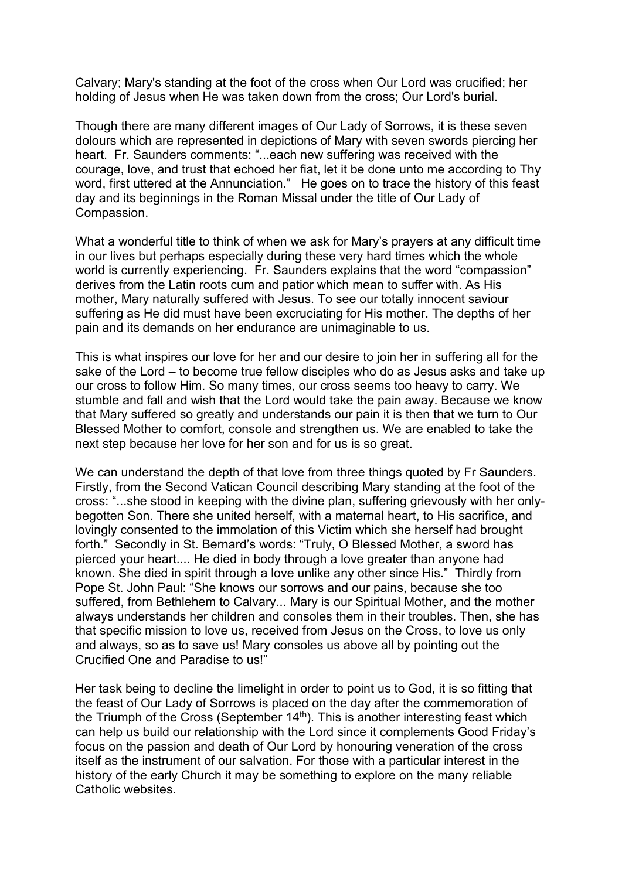Calvary; Mary's standing at the foot of the cross when Our Lord was crucified; her holding of Jesus when He was taken down from the cross; Our Lord's burial.

Though there are many different images of Our Lady of Sorrows, it is these seven dolours which are represented in depictions of Mary with seven swords piercing her heart. Fr. Saunders comments: "...each new suffering was received with the courage, love, and trust that echoed her fiat, let it be done unto me according to Thy word, first uttered at the Annunciation." He goes on to trace the history of this feast day and its beginnings in the Roman Missal under the title of Our Lady of Compassion.

What a wonderful title to think of when we ask for Mary's prayers at any difficult time in our lives but perhaps especially during these very hard times which the whole world is currently experiencing. Fr. Saunders explains that the word "compassion" derives from the Latin roots cum and patior which mean to suffer with. As His mother, Mary naturally suffered with Jesus. To see our totally innocent saviour suffering as He did must have been excruciating for His mother. The depths of her pain and its demands on her endurance are unimaginable to us.

This is what inspires our love for her and our desire to join her in suffering all for the sake of the Lord – to become true fellow disciples who do as Jesus asks and take up our cross to follow Him. So many times, our cross seems too heavy to carry. We stumble and fall and wish that the Lord would take the pain away. Because we know that Mary suffered so greatly and understands our pain it is then that we turn to Our Blessed Mother to comfort, console and strengthen us. We are enabled to take the next step because her love for her son and for us is so great.

We can understand the depth of that love from three things quoted by Fr Saunders. Firstly, from the Second Vatican Council describing Mary standing at the foot of the cross: "...she stood in keeping with the divine plan, suffering grievously with her only-begotten Son. There she united herself, with a maternal heart, to His sacrifice, and lovingly consented to the immolation of this Victim which she herself had brought forth." Secondly in St. Bernard's words: "Truly, O Blessed Mother, a sword has pierced your heart.... He died in body through a love greater than anyone had known. She died in spirit through a love unlike any other since His." Thirdly from Pope St. John Paul: "She knows our sorrows and our pains, because she too suffered, from Bethlehem to Calvary... Mary is our Spiritual Mother, and the mother always understands her children and consoles them in their troubles. Then, she has that specific mission to love us, received from Jesus on the Cross, to love us only and always, so as to save us! Mary consoles us above all by pointing out the Crucified One and Paradise to us!"

Her task being to decline the limelight in order to point us to God, it is so fitting that the feast of Our Lady of Sorrows is placed on the day after the commemoration of the Triumph of the Cross (September 14th). This is another interesting feast which can help us build our relationship with the Lord since it complements Good Friday's focus on the passion and death of Our Lord by honouring veneration of the cross itself as the instrument of our salvation. For those with a particular interest in the history of the early Church it may be something to explore on the many reliable Catholic websites.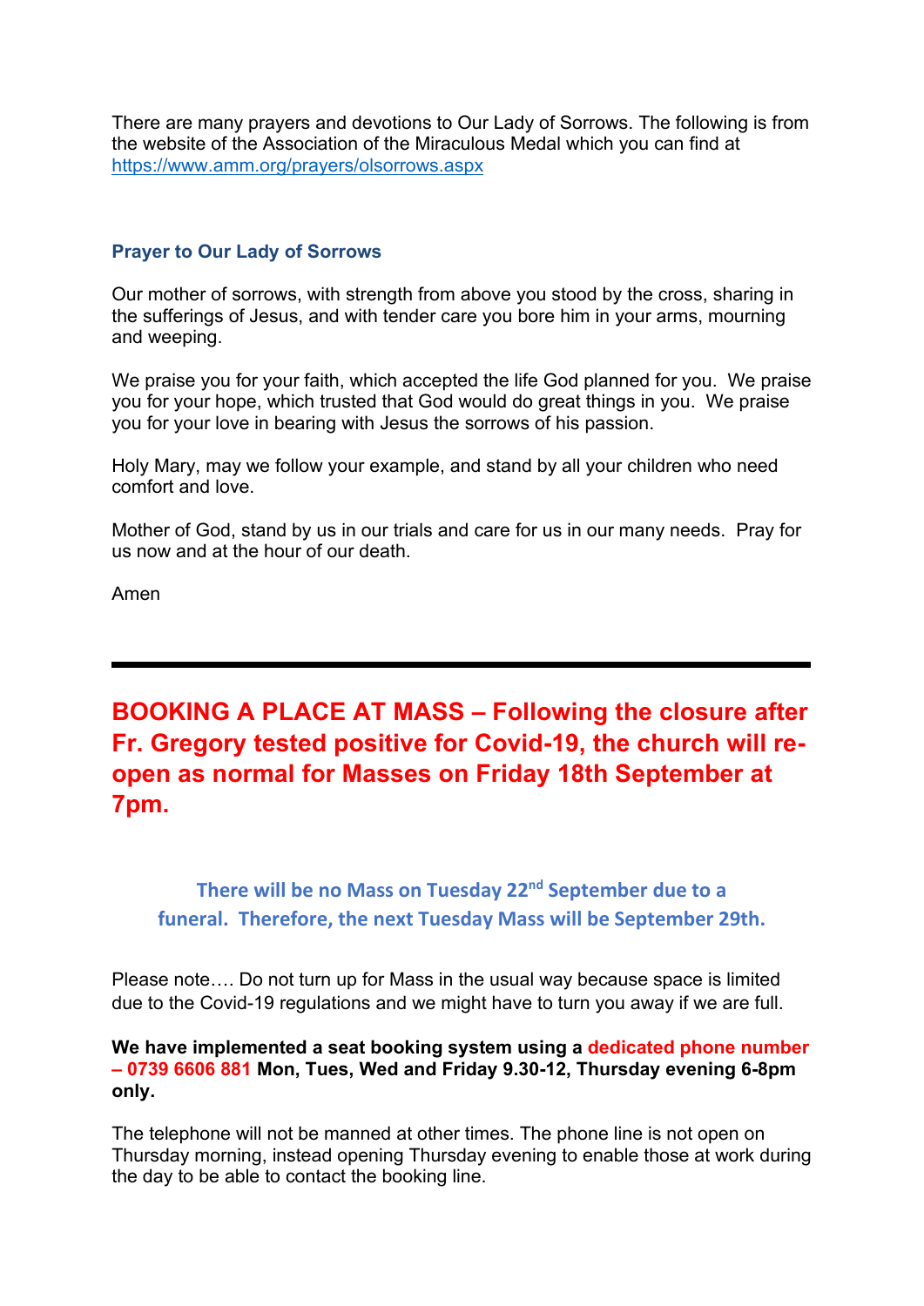There are many prayers and devotions to Our Lady of Sorrows. The following is from the website of the Association of the Miraculous Medal which you can find at https://www.amm.org/prayers/olsorrows.aspx

### Prayer to Our Lady of Sorrows

Our mother of sorrows, with strength from above you stood by the cross, sharing in the sufferings of Jesus, and with tender care you bore him in your arms, mourning and weeping.

We praise you for your faith, which accepted the life God planned for you. We praise you for your hope, which trusted that God would do great things in you. We praise you for your love in bearing with Jesus the sorrows of his passion.

Holy Mary, may we follow your example, and stand by all your children who need comfort and love.

Mother of God, stand by us in our trials and care for us in our many needs. Pray for us now and at the hour of our death.

Amen

---

## BOOKING A PLACE AT MASS – Following the closure after Fr. Gregory tested positive for Covid-19, the church will re-open as normal for Masses on Friday 18th September at 7pm.

**There will be no Mass on Tuesday 22nd September due to a funeral. Therefore, the next Tuesday Mass will be September 29th.**

Please note…. Do not turn up for Mass in the usual way because space is limited due to the Covid-19 regulations and we might have to turn you away if we are full.

**We have implemented a seat booking system using a dedicated phone number – 0739 6606 881 Mon, Tues, Wed and Friday 9.30-12, Thursday evening 6-8pm only.**

The telephone will not be manned at other times. The phone line is not open on Thursday morning, instead opening Thursday evening to enable those at work during the day to be able to contact the booking line.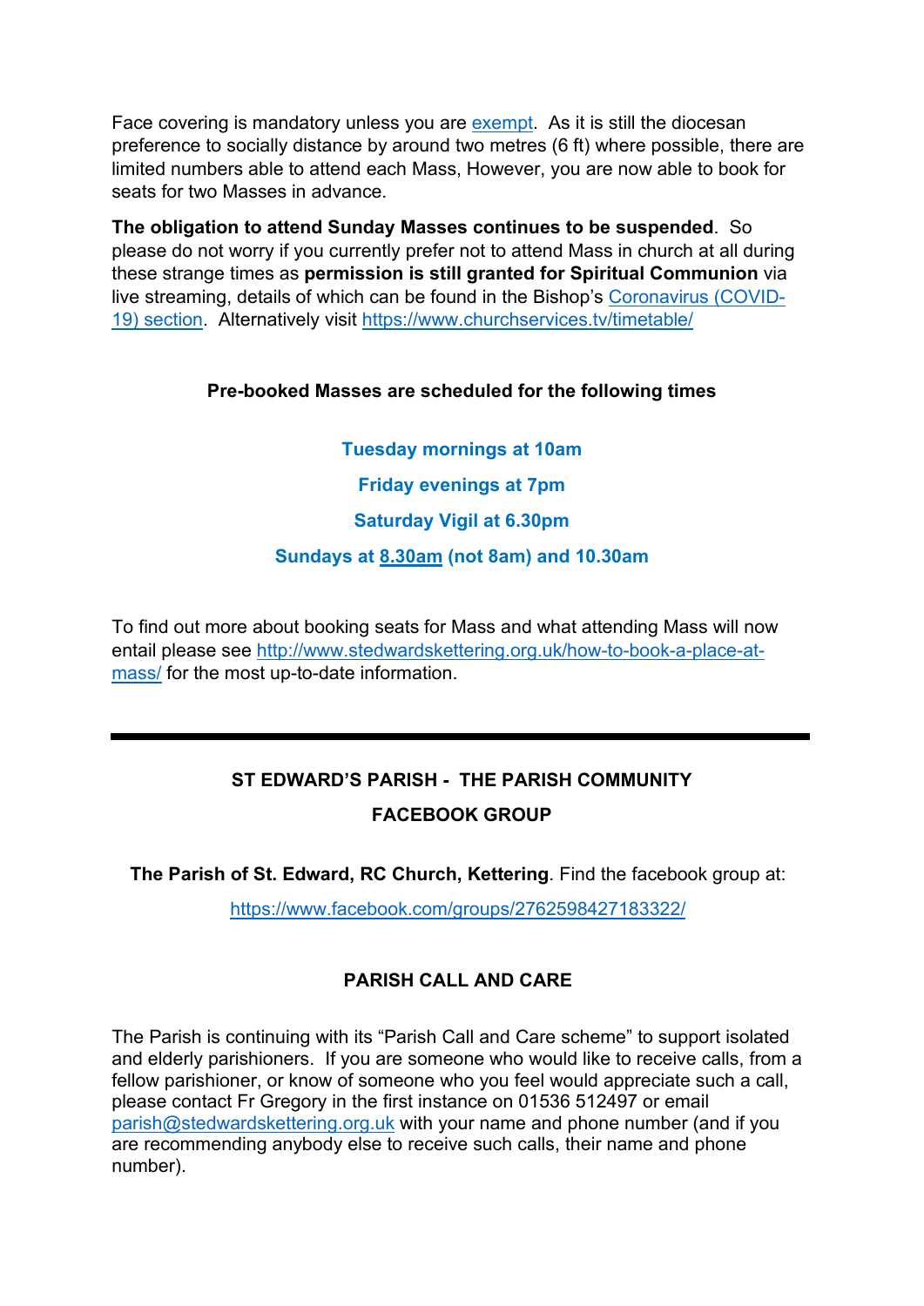Face covering is mandatory unless you are exempt. As it is still the diocesan preference to socially distance by around two metres (6 ft) where possible, there are limited numbers able to attend each Mass, However, you are now able to book for seats for two Masses in advance.

**The obligation to attend Sunday Masses continues to be suspended**. So please do not worry if you currently prefer not to attend Mass in church at all during these strange times as **permission is still granted for Spiritual Communion** via live streaming, details of which can be found in the Bishop's Coronavirus (COVID-19) section. Alternatively visit https://www.churchservices.tv/timetable/

**Pre-booked Masses are scheduled for the following times**

**Tuesday mornings at 10am**

**Friday evenings at 7pm**

**Saturday Vigil at 6.30pm**

**Sundays at 8.30am (not 8am) and 10.30am**

To find out more about booking seats for Mass and what attending Mass will now entail please see http://www.stedwardskettering.org.uk/how-to-book-a-place-at-mass/ for the most up-to-date information.

---

## ST EDWARD'S PARISH - THE PARISH COMMUNITY FACEBOOK GROUP

**The Parish of St. Edward, RC Church, Kettering**. Find the facebook group at:

https://www.facebook.com/groups/2762598427183322/

## PARISH CALL AND CARE

The Parish is continuing with its "Parish Call and Care scheme" to support isolated and elderly parishioners. If you are someone who would like to receive calls, from a fellow parishioner, or know of someone who you feel would appreciate such a call, please contact Fr Gregory in the first instance on 01536 512497 or email parish@stedwardskettering.org.uk with your name and phone number (and if you are recommending anybody else to receive such calls, their name and phone number).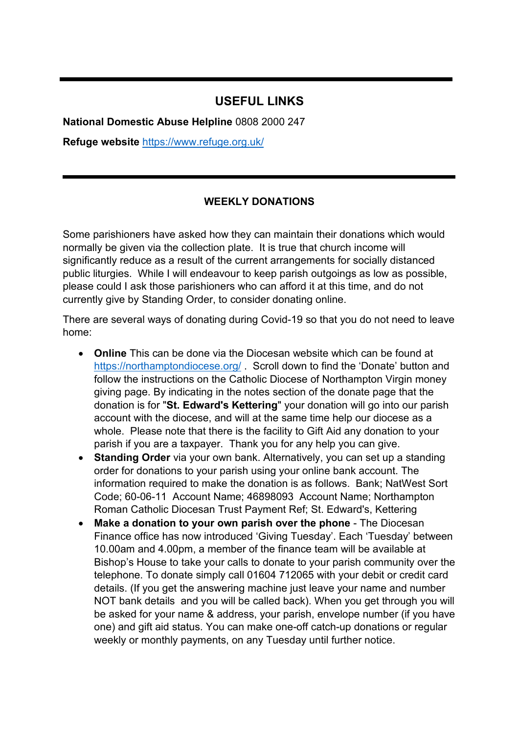---

## USEFUL LINKS

**National Domestic Abuse Helpline** 0808 2000 247

**Refuge website** https://www.refuge.org.uk/

---

### WEEKLY DONATIONS

Some parishioners have asked how they can maintain their donations which would normally be given via the collection plate. It is true that church income will significantly reduce as a result of the current arrangements for socially distanced public liturgies. While I will endeavour to keep parish outgoings as low as possible, please could I ask those parishioners who can afford it at this time, and do not currently give by Standing Order, to consider donating online.

There are several ways of donating during Covid-19 so that you do not need to leave home:

- **Online** This can be done via the Diocesan website which can be found at https://northamptondiocese.org/ . Scroll down to find the 'Donate' button and follow the instructions on the Catholic Diocese of Northampton Virgin money giving page. By indicating in the notes section of the donate page that the donation is for "**St. Edward's Kettering**" your donation will go into our parish account with the diocese, and will at the same time help our diocese as a whole. Please note that there is the facility to Gift Aid any donation to your parish if you are a taxpayer. Thank you for any help you can give.
- **Standing Order** via your own bank. Alternatively, you can set up a standing order for donations to your parish using your online bank account. The information required to make the donation is as follows. Bank; NatWest Sort Code; 60-06-11 Account Name; 46898093 Account Name; Northampton Roman Catholic Diocesan Trust Payment Ref; St. Edward's, Kettering
- **Make a donation to your own parish over the phone** - The Diocesan Finance office has now introduced 'Giving Tuesday'. Each 'Tuesday' between 10.00am and 4.00pm, a member of the finance team will be available at Bishop's House to take your calls to donate to your parish community over the telephone. To donate simply call 01604 712065 with your debit or credit card details. (If you get the answering machine just leave your name and number NOT bank details and you will be called back). When you get through you will be asked for your name & address, your parish, envelope number (if you have one) and gift aid status. You can make one-off catch-up donations or regular weekly or monthly payments, on any Tuesday until further notice.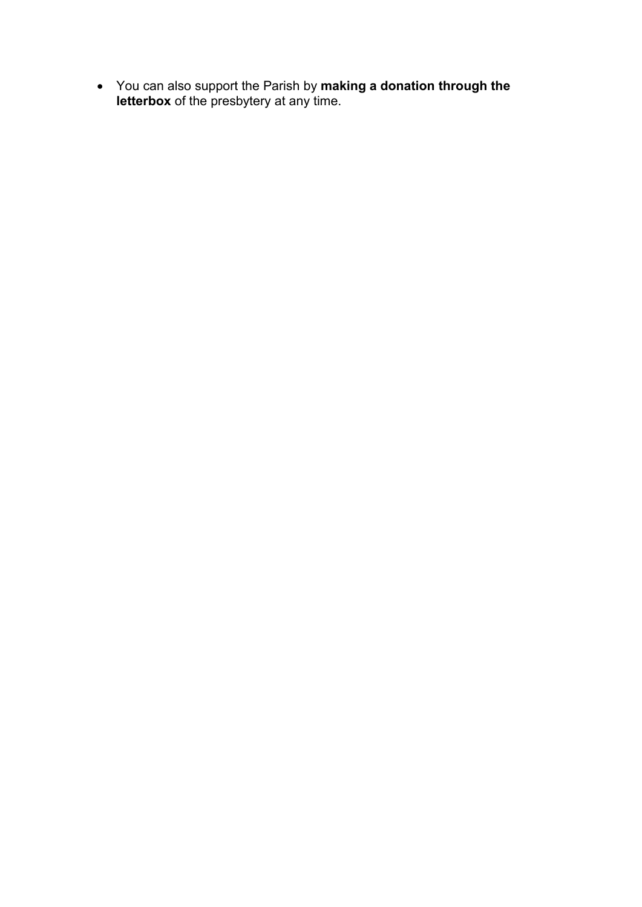- You can also support the Parish by **making a donation through the letterbox** of the presbytery at any time.